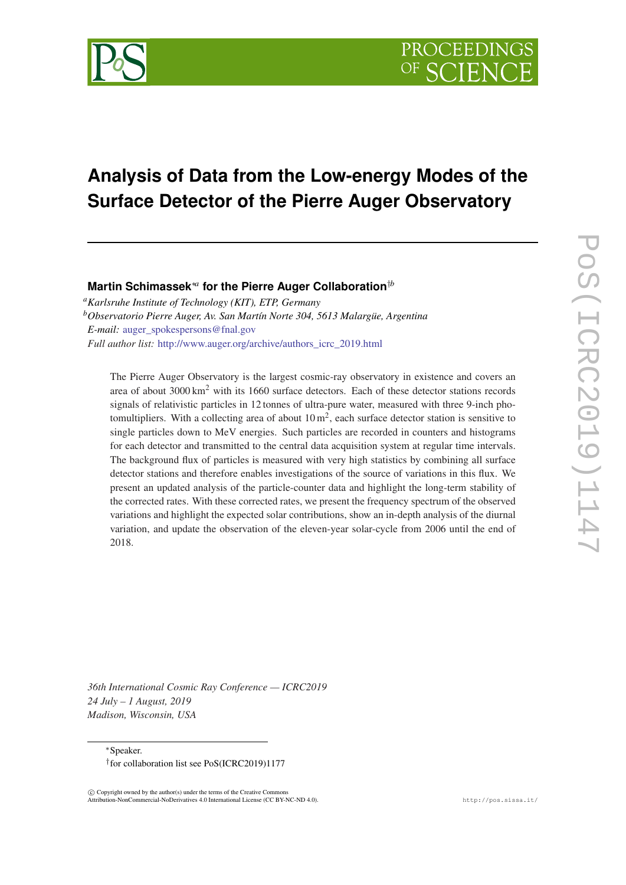# Analysis of Data from the Low-energy Modes of the Surface Detector of the Pierre Auger Observatory

**Martin Schimassek**[∗a] **for the Pierre Auger Collaboration**[†b]

[a] *Karlsruhe Institute of Technology (KIT), ETP, Germany*
[b] *Observatorio Pierre Auger, Av. San Martín Norte 304, 5613 Malargüe, Argentina*
*E-mail:* auger_spokespersons@fnal.gov
*Full author list:* http://www.auger.org/archive/authors_icrc_2019.html

The Pierre Auger Observatory is the largest cosmic-ray observatory in existence and covers an area of about 3000 km$^2$ with its 1660 surface detectors. Each of these detector stations records signals of relativistic particles in 12 tonnes of ultra-pure water, measured with three 9-inch photomultipliers. With a collecting area of about 10 m$^2$, each surface detector station is sensitive to single particles down to MeV energies. Such particles are recorded in counters and histograms for each detector and transmitted to the central data acquisition system at regular time intervals. The background flux of particles is measured with very high statistics by combining all surface detector stations and therefore enables investigations of the source of variations in this flux. We present an updated analysis of the particle-counter data and highlight the long-term stability of the corrected rates. With these corrected rates, we present the frequency spectrum of the observed variations and highlight the expected solar contributions, show an in-depth analysis of the diurnal variation, and update the observation of the eleven-year solar-cycle from 2006 until the end of 2018.

*36th International Cosmic Ray Conference — ICRC2019*
*24 July – 1 August, 2019*
*Madison, Wisconsin, USA*

∗Speaker.
†for collaboration list see PoS(ICRC2019)1177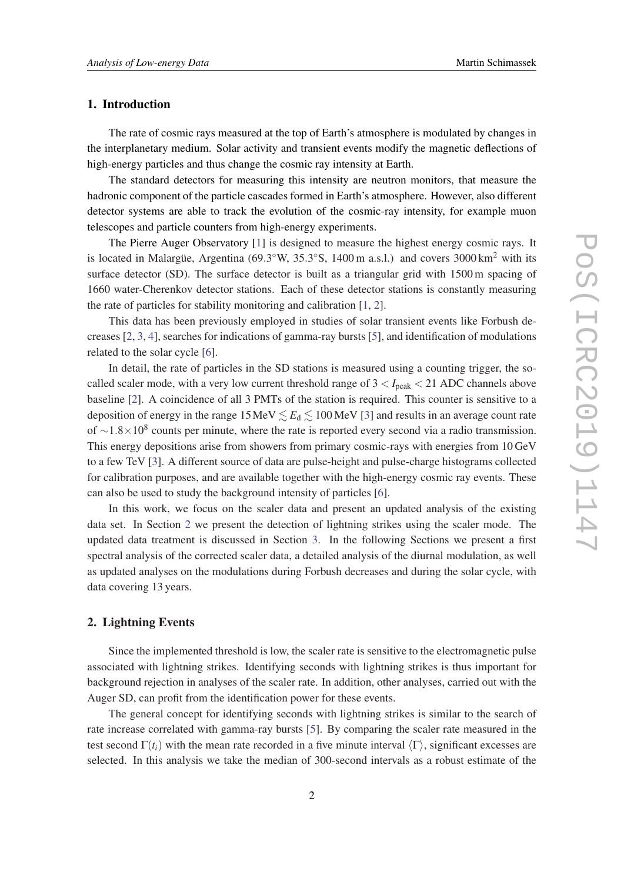## 1. Introduction

The rate of cosmic rays measured at the top of Earth's atmosphere is modulated by changes in the interplanetary medium. Solar activity and transient events modify the magnetic deflections of high-energy particles and thus change the cosmic ray intensity at Earth.

The standard detectors for measuring this intensity are neutron monitors, that measure the hadronic component of the particle cascades formed in Earth's atmosphere. However, also different detector systems are able to track the evolution of the cosmic-ray intensity, for example muon telescopes and particle counters from high-energy experiments.

The Pierre Auger Observatory [1] is designed to measure the highest energy cosmic rays. It is located in Malargüe, Argentina (69.3°W, 35.3°S, 1400 m a.s.l.) and covers 3000 km$^2$ with its surface detector (SD). The surface detector is built as a triangular grid with 1500 m spacing of 1660 water-Cherenkov detector stations. Each of these detector stations is constantly measuring the rate of particles for stability monitoring and calibration [1, 2].

This data has been previously employed in studies of solar transient events like Forbush decreases [2, 3, 4], searches for indications of gamma-ray bursts [5], and identification of modulations related to the solar cycle [6].

In detail, the rate of particles in the SD stations is measured using a counting trigger, the so-called scaler mode, with a very low current threshold range of $3 < I_{\text{peak}} < 21$ ADC channels above baseline [2]. A coincidence of all 3 PMTs of the station is required. This counter is sensitive to a deposition of energy in the range $15\,\text{MeV} \lesssim E_{\text{d}} \lesssim 100\,\text{MeV}$ [3] and results in an average count rate of $\sim 1.8 \times 10^8$ counts per minute, where the rate is reported every second via a radio transmission. This energy depositions arise from showers from primary cosmic-rays with energies from 10 GeV to a few TeV [3]. A different source of data are pulse-height and pulse-charge histograms collected for calibration purposes, and are available together with the high-energy cosmic ray events. These can also be used to study the background intensity of particles [6].

In this work, we focus on the scaler data and present an updated analysis of the existing data set. In Section 2 we present the detection of lightning strikes using the scaler mode. The updated data treatment is discussed in Section 3. In the following Sections we present a first spectral analysis of the corrected scaler data, a detailed analysis of the diurnal modulation, as well as updated analyses on the modulations during Forbush decreases and during the solar cycle, with data covering 13 years.

## 2. Lightning Events

Since the implemented threshold is low, the scaler rate is sensitive to the electromagnetic pulse associated with lightning strikes. Identifying seconds with lightning strikes is thus important for background rejection in analyses of the scaler rate. In addition, other analyses, carried out with the Auger SD, can profit from the identification power for these events.

The general concept for identifying seconds with lightning strikes is similar to the search of rate increase correlated with gamma-ray bursts [5]. By comparing the scaler rate measured in the test second $\Gamma(t_i)$ with the mean rate recorded in a five minute interval $\langle \Gamma \rangle$, significant excesses are selected. In this analysis we take the median of 300-second intervals as a robust estimate of the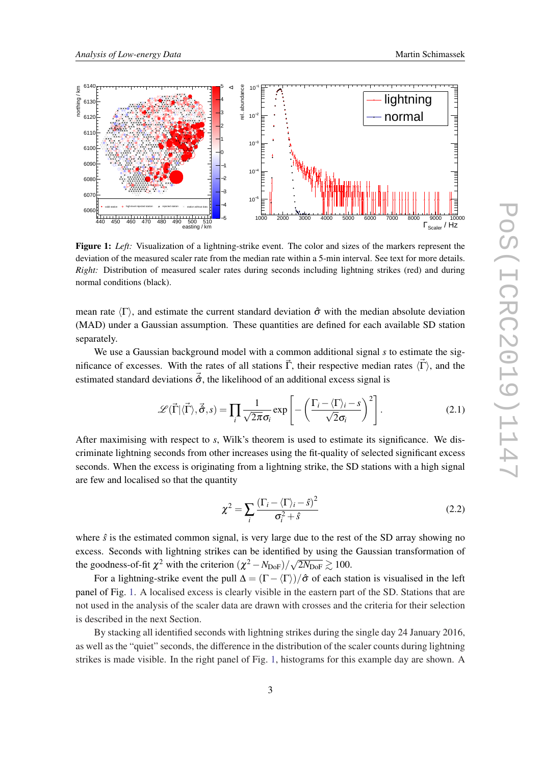**Figure 1:** *Left:* Visualization of a lightning-strike event. The color and sizes of the markers represent the deviation of the measured scaler rate from the median rate within a 5-min interval. See text for more details. *Right:* Distribution of measured scaler rates during seconds including lightning strikes (red) and during normal conditions (black).

mean rate $\langle\Gamma\rangle$, and estimate the current standard deviation $\hat{\sigma}$ with the median absolute deviation (MAD) under a Gaussian assumption. These quantities are defined for each available SD station separately.

We use a Gaussian background model with a common additional signal $s$ to estimate the significance of excesses. With the rates of all stations $\vec{\Gamma}$, their respective median rates $\langle\vec{\Gamma}\rangle$, and the estimated standard deviations $\vec{\hat{\sigma}}$, the likelihood of an additional excess signal is

$$\mathscr{L}(\vec{\Gamma}|\langle\vec{\Gamma}\rangle,\vec{\hat{\sigma}},s) = \prod_i \frac{1}{\sqrt{2\pi}\sigma_i} \exp\left[-\left(\frac{\Gamma_i - \langle\Gamma\rangle_i - s}{\sqrt{2}\sigma_i}\right)^2\right]. \tag{2.1}$$

After maximising with respect to $s$, Wilk's theorem is used to estimate its significance. We discriminate lightning seconds from other increases using the fit-quality of selected significant excess seconds. When the excess is originating from a lightning strike, the SD stations with a high signal are few and localised so that the quantity

$$\chi^2 = \sum_i \frac{(\Gamma_i - \langle\Gamma\rangle_i - \hat{s})^2}{\sigma_i^2 + \hat{s}} \tag{2.2}$$

where $\hat{s}$ is the estimated common signal, is very large due to the rest of the SD array showing no excess. Seconds with lightning strikes can be identified by using the Gaussian transformation of the goodness-of-fit $\chi^2$ with the criterion $(\chi^2 - N_{\mathrm{DoF}})/\sqrt{2N_{\mathrm{DoF}}} \gtrsim 100$.

For a lightning-strike event the pull $\Delta = (\Gamma - \langle\Gamma\rangle)/\hat{\sigma}$ of each station is visualised in the left panel of Fig. 1. A localised excess is clearly visible in the eastern part of the SD. Stations that are not used in the analysis of the scaler data are drawn with crosses and the criteria for their selection is described in the next Section.

By stacking all identified seconds with lightning strikes during the single day 24 January 2016, as well as the "quiet" seconds, the difference in the distribution of the scaler counts during lightning strikes is made visible. In the right panel of Fig. 1, histograms for this example day are shown. A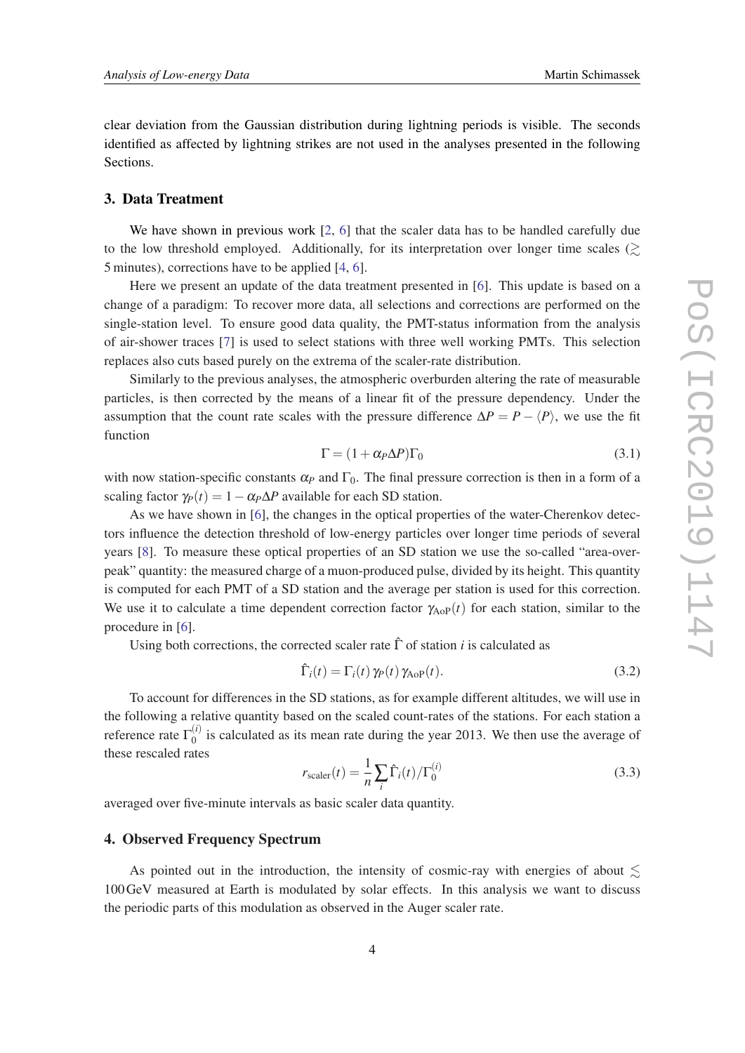clear deviation from the Gaussian distribution during lightning periods is visible. The seconds identified as affected by lightning strikes are not used in the analyses presented in the following Sections.

## 3. Data Treatment

We have shown in previous work [2, 6] that the scaler data has to be handled carefully due to the low threshold employed. Additionally, for its interpretation over longer time scales ($\gtrsim$ 5 minutes), corrections have to be applied [4, 6].

Here we present an update of the data treatment presented in [6]. This update is based on a change of a paradigm: To recover more data, all selections and corrections are performed on the single-station level. To ensure good data quality, the PMT-status information from the analysis of air-shower traces [7] is used to select stations with three well working PMTs. This selection replaces also cuts based purely on the extrema of the scaler-rate distribution.

Similarly to the previous analyses, the atmospheric overburden altering the rate of measurable particles, is then corrected by the means of a linear fit of the pressure dependency. Under the assumption that the count rate scales with the pressure difference $\Delta P = P - \langle P \rangle$, we use the fit function

$$\Gamma = (1 + \alpha_P \Delta P)\Gamma_0 \tag{3.1}$$

with now station-specific constants $\alpha_P$ and $\Gamma_0$. The final pressure correction is then in a form of a scaling factor $\gamma_P(t) = 1 - \alpha_P \Delta P$ available for each SD station.

As we have shown in [6], the changes in the optical properties of the water-Cherenkov detectors influence the detection threshold of low-energy particles over longer time periods of several years [8]. To measure these optical properties of an SD station we use the so-called "area-over-peak" quantity: the measured charge of a muon-produced pulse, divided by its height. This quantity is computed for each PMT of a SD station and the average per station is used for this correction. We use it to calculate a time dependent correction factor $\gamma_{\mathrm{AoP}}(t)$ for each station, similar to the procedure in [6].

Using both corrections, the corrected scaler rate $\hat{\Gamma}$ of station $i$ is calculated as

$$\hat{\Gamma}_i(t) = \Gamma_i(t)\, \gamma_P(t)\, \gamma_{\mathrm{AoP}}(t). \tag{3.2}$$

To account for differences in the SD stations, as for example different altitudes, we will use in the following a relative quantity based on the scaled count-rates of the stations. For each station a reference rate $\Gamma_0^{(i)}$ is calculated as its mean rate during the year 2013. We then use the average of these rescaled rates

$$r_{\mathrm{scaler}}(t) = \frac{1}{n} \sum_i \hat{\Gamma}_i(t) / \Gamma_0^{(i)} \tag{3.3}$$

averaged over five-minute intervals as basic scaler data quantity.

## 4. Observed Frequency Spectrum

As pointed out in the introduction, the intensity of cosmic-ray with energies of about $\lesssim$ 100 GeV measured at Earth is modulated by solar effects. In this analysis we want to discuss the periodic parts of this modulation as observed in the Auger scaler rate.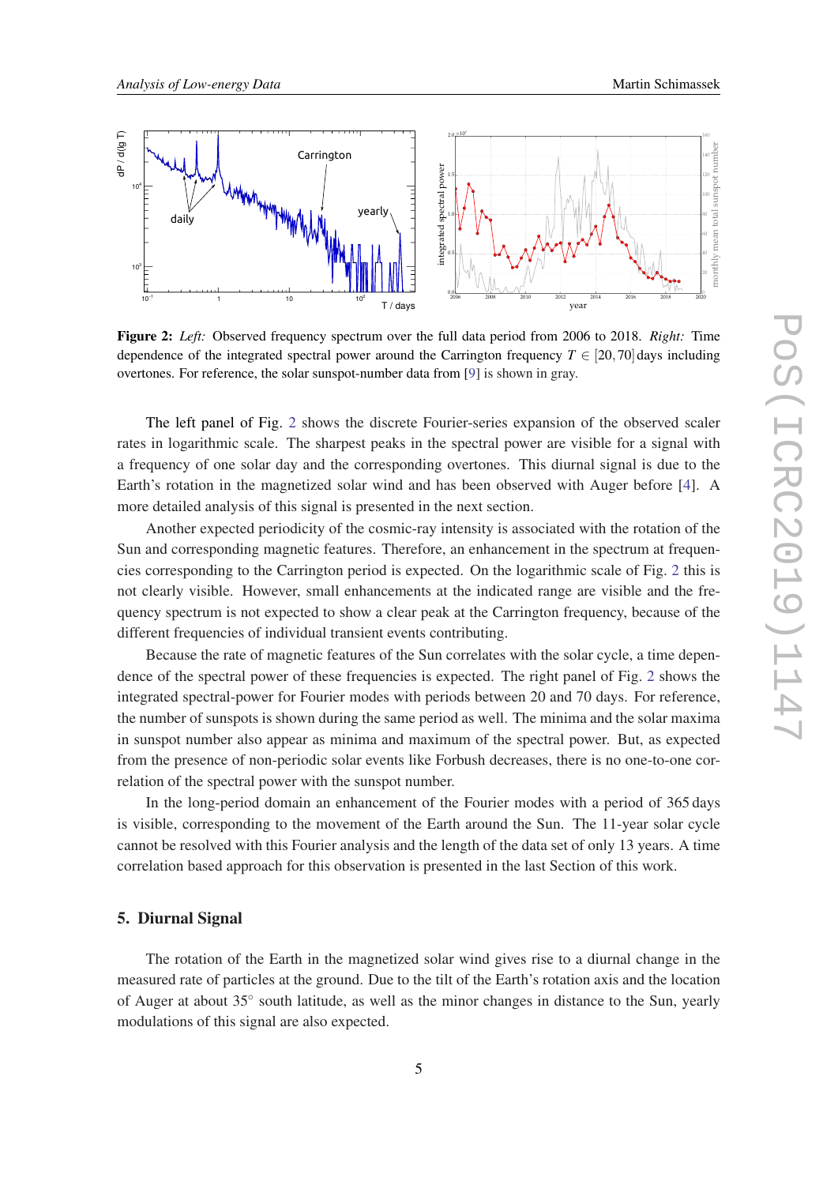**Figure 2:** *Left:* Observed frequency spectrum over the full data period from 2006 to 2018. *Right:* Time dependence of the integrated spectral power around the Carrington frequency $T \in [20, 70]$ days including overtones. For reference, the solar sunspot-number data from [9] is shown in gray.

The left panel of Fig. 2 shows the discrete Fourier-series expansion of the observed scaler rates in logarithmic scale. The sharpest peaks in the spectral power are visible for a signal with a frequency of one solar day and the corresponding overtones. This diurnal signal is due to the Earth's rotation in the magnetized solar wind and has been observed with Auger before [4]. A more detailed analysis of this signal is presented in the next section.

Another expected periodicity of the cosmic-ray intensity is associated with the rotation of the Sun and corresponding magnetic features. Therefore, an enhancement in the spectrum at frequencies corresponding to the Carrington period is expected. On the logarithmic scale of Fig. 2 this is not clearly visible. However, small enhancements at the indicated range are visible and the frequency spectrum is not expected to show a clear peak at the Carrington frequency, because of the different frequencies of individual transient events contributing.

Because the rate of magnetic features of the Sun correlates with the solar cycle, a time dependence of the spectral power of these frequencies is expected. The right panel of Fig. 2 shows the integrated spectral-power for Fourier modes with periods between 20 and 70 days. For reference, the number of sunspots is shown during the same period as well. The minima and the solar maxima in sunspot number also appear as minima and maximum of the spectral power. But, as expected from the presence of non-periodic solar events like Forbush decreases, there is no one-to-one correlation of the spectral power with the sunspot number.

In the long-period domain an enhancement of the Fourier modes with a period of 365 days is visible, corresponding to the movement of the Earth around the Sun. The 11-year solar cycle cannot be resolved with this Fourier analysis and the length of the data set of only 13 years. A time correlation based approach for this observation is presented in the last Section of this work.

## 5. Diurnal Signal

The rotation of the Earth in the magnetized solar wind gives rise to a diurnal change in the measured rate of particles at the ground. Due to the tilt of the Earth's rotation axis and the location of Auger at about 35° south latitude, as well as the minor changes in distance to the Sun, yearly modulations of this signal are also expected.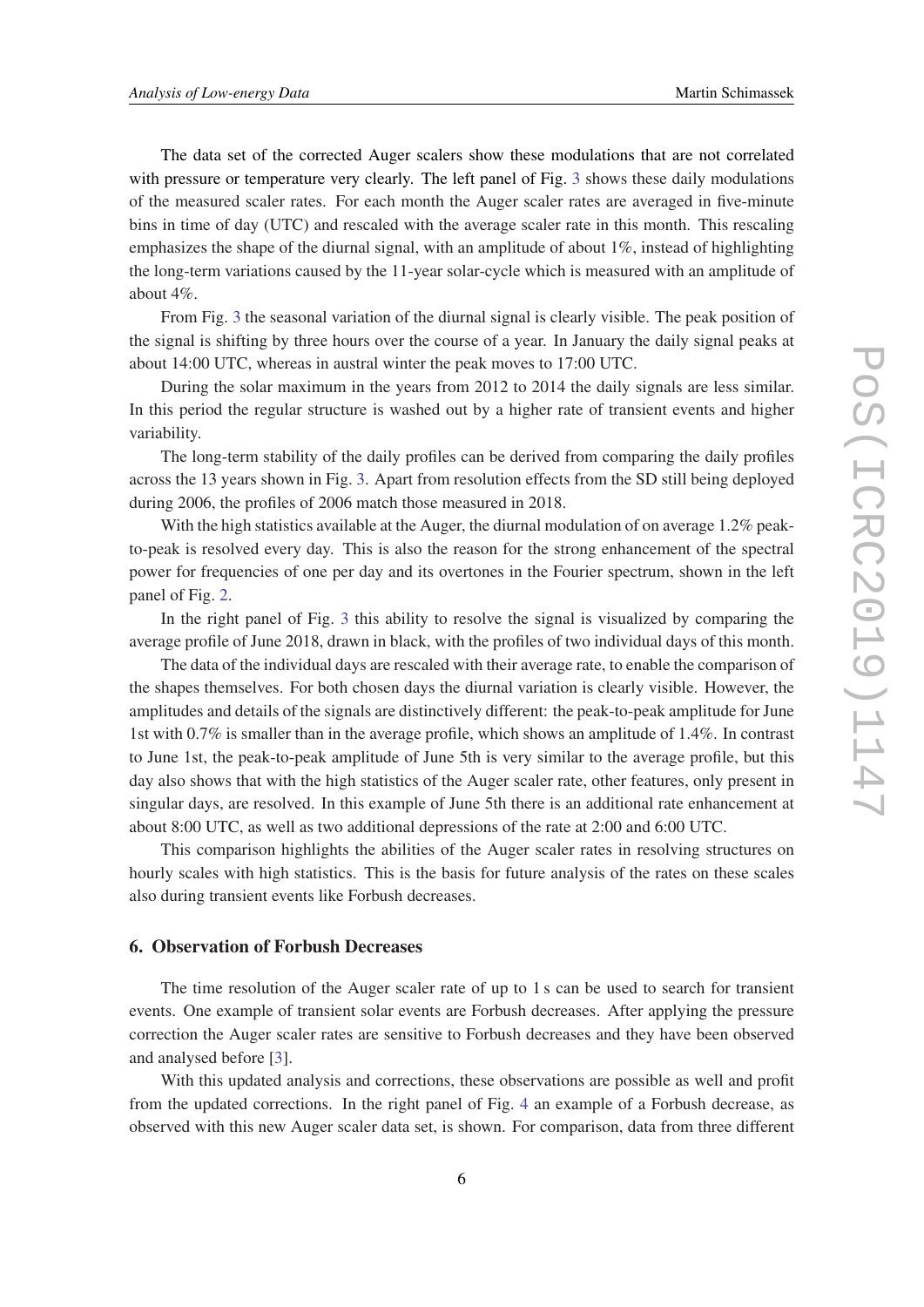The data set of the corrected Auger scalers show these modulations that are not correlated with pressure or temperature very clearly. The left panel of Fig. 3 shows these daily modulations of the measured scaler rates. For each month the Auger scaler rates are averaged in five-minute bins in time of day (UTC) and rescaled with the average scaler rate in this month. This rescaling emphasizes the shape of the diurnal signal, with an amplitude of about 1%, instead of highlighting the long-term variations caused by the 11-year solar-cycle which is measured with an amplitude of about 4%.

From Fig. 3 the seasonal variation of the diurnal signal is clearly visible. The peak position of the signal is shifting by three hours over the course of a year. In January the daily signal peaks at about 14:00 UTC, whereas in austral winter the peak moves to 17:00 UTC.

During the solar maximum in the years from 2012 to 2014 the daily signals are less similar. In this period the regular structure is washed out by a higher rate of transient events and higher variability.

The long-term stability of the daily profiles can be derived from comparing the daily profiles across the 13 years shown in Fig. 3. Apart from resolution effects from the SD still being deployed during 2006, the profiles of 2006 match those measured in 2018.

With the high statistics available at the Auger, the diurnal modulation of on average 1.2% peak-to-peak is resolved every day. This is also the reason for the strong enhancement of the spectral power for frequencies of one per day and its overtones in the Fourier spectrum, shown in the left panel of Fig. 2.

In the right panel of Fig. 3 this ability to resolve the signal is visualized by comparing the average profile of June 2018, drawn in black, with the profiles of two individual days of this month.

The data of the individual days are rescaled with their average rate, to enable the comparison of the shapes themselves. For both chosen days the diurnal variation is clearly visible. However, the amplitudes and details of the signals are distinctively different: the peak-to-peak amplitude for June 1st with 0.7% is smaller than in the average profile, which shows an amplitude of 1.4%. In contrast to June 1st, the peak-to-peak amplitude of June 5th is very similar to the average profile, but this day also shows that with the high statistics of the Auger scaler rate, other features, only present in singular days, are resolved. In this example of June 5th there is an additional rate enhancement at about 8:00 UTC, as well as two additional depressions of the rate at 2:00 and 6:00 UTC.

This comparison highlights the abilities of the Auger scaler rates in resolving structures on hourly scales with high statistics. This is the basis for future analysis of the rates on these scales also during transient events like Forbush decreases.

## 6. Observation of Forbush Decreases

The time resolution of the Auger scaler rate of up to 1 s can be used to search for transient events. One example of transient solar events are Forbush decreases. After applying the pressure correction the Auger scaler rates are sensitive to Forbush decreases and they have been observed and analysed before [3].

With this updated analysis and corrections, these observations are possible as well and profit from the updated corrections. In the right panel of Fig. 4 an example of a Forbush decrease, as observed with this new Auger scaler data set, is shown. For comparison, data from three different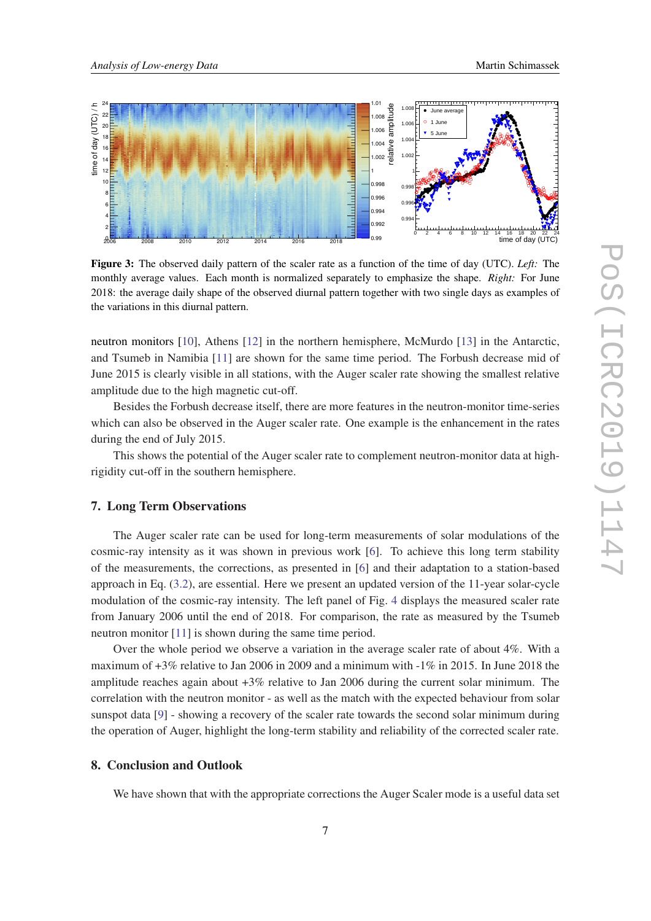**Figure 3:** The observed daily pattern of the scaler rate as a function of the time of day (UTC). *Left:* The monthly average values. Each month is normalized separately to emphasize the shape. *Right:* For June 2018: the average daily shape of the observed diurnal pattern together with two single days as examples of the variations in this diurnal pattern.

neutron monitors [10], Athens [12] in the northern hemisphere, McMurdo [13] in the Antarctic, and Tsumeb in Namibia [11] are shown for the same time period. The Forbush decrease mid of June 2015 is clearly visible in all stations, with the Auger scaler rate showing the smallest relative amplitude due to the high magnetic cut-off.

Besides the Forbush decrease itself, there are more features in the neutron-monitor time-series which can also be observed in the Auger scaler rate. One example is the enhancement in the rates during the end of July 2015.

This shows the potential of the Auger scaler rate to complement neutron-monitor data at high-rigidity cut-off in the southern hemisphere.

## 7. Long Term Observations

The Auger scaler rate can be used for long-term measurements of solar modulations of the cosmic-ray intensity as it was shown in previous work [6]. To achieve this long term stability of the measurements, the corrections, as presented in [6] and their adaptation to a station-based approach in Eq. (3.2), are essential. Here we present an updated version of the 11-year solar-cycle modulation of the cosmic-ray intensity. The left panel of Fig. 4 displays the measured scaler rate from January 2006 until the end of 2018. For comparison, the rate as measured by the Tsumeb neutron monitor [11] is shown during the same time period.

Over the whole period we observe a variation in the average scaler rate of about 4%. With a maximum of +3% relative to Jan 2006 in 2009 and a minimum with -1% in 2015. In June 2018 the amplitude reaches again about +3% relative to Jan 2006 during the current solar minimum. The correlation with the neutron monitor - as well as the match with the expected behaviour from solar sunspot data [9] - showing a recovery of the scaler rate towards the second solar minimum during the operation of Auger, highlight the long-term stability and reliability of the corrected scaler rate.

## 8. Conclusion and Outlook

We have shown that with the appropriate corrections the Auger Scaler mode is a useful data set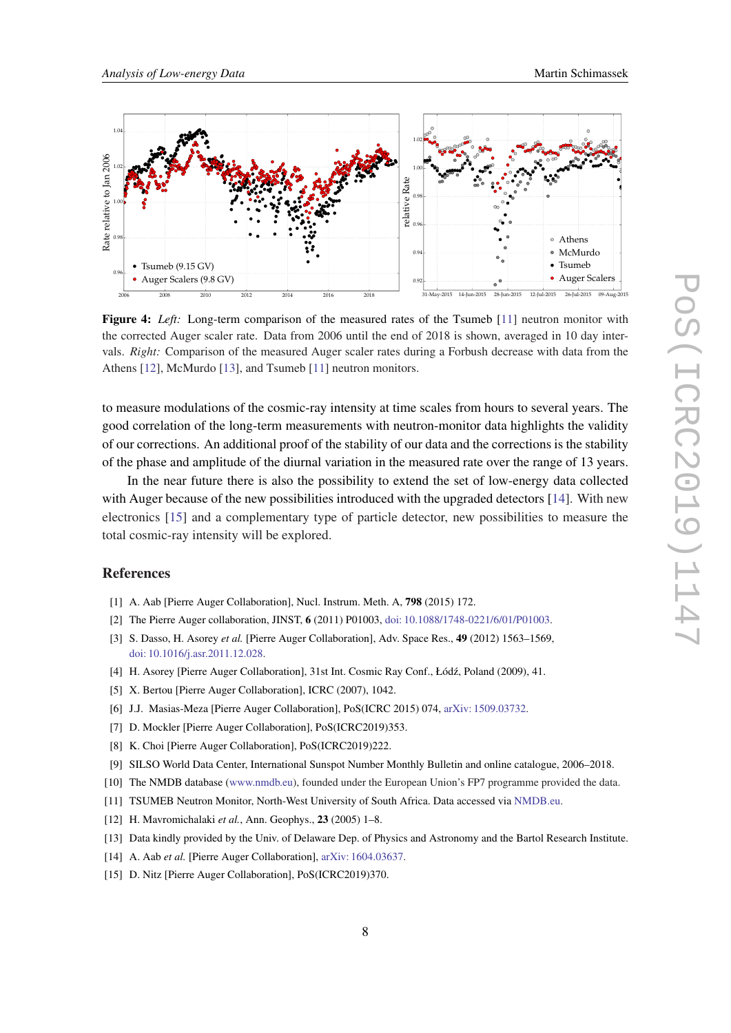Rate relative to Jan 2006

1.04
1.02
1.00
0.98
0.96

2006 2008 2010 2012 2014 2016 2018

• Tsumeb (9.15 GV)
• Auger Scalers (9.8 GV)

relative Rate

1.02
1.00
0.98
0.96
0.94
0.92

31-May-2015 14-Jun-2015 28-Jun-2015 12-Jul-2015 26-Jul-2015 09-Aug-2015

Athens
McMurdo
Tsumeb
Auger Scalers

**Figure 4:** *Left:* Long-term comparison of the measured rates of the Tsumeb [11] neutron monitor with the corrected Auger scaler rate. Data from 2006 until the end of 2018 is shown, averaged in 10 day intervals. *Right:* Comparison of the measured Auger scaler rates during a Forbush decrease with data from the Athens [12], McMurdo [13], and Tsumeb [11] neutron monitors.

to measure modulations of the cosmic-ray intensity at time scales from hours to several years. The good correlation of the long-term measurements with neutron-monitor data highlights the validity of our corrections. An additional proof of the stability of our data and the corrections is the stability of the phase and amplitude of the diurnal variation in the measured rate over the range of 13 years.

In the near future there is also the possibility to extend the set of low-energy data collected with Auger because of the new possibilities introduced with the upgraded detectors [14]. With new electronics [15] and a complementary type of particle detector, new possibilities to measure the total cosmic-ray intensity will be explored.

## References

[1] A. Aab [Pierre Auger Collaboration], Nucl. Instrum. Meth. A, **798** (2015) 172.

[2] The Pierre Auger collaboration, JINST, **6** (2011) P01003, doi: 10.1088/1748-0221/6/01/P01003.

[3] S. Dasso, H. Asorey *et al.* [Pierre Auger Collaboration], Adv. Space Res., **49** (2012) 1563–1569, doi: 10.1016/j.asr.2011.12.028.

[4] H. Asorey [Pierre Auger Collaboration], 31st Int. Cosmic Ray Conf., Łódź, Poland (2009), 41.

[5] X. Bertou [Pierre Auger Collaboration], ICRC (2007), 1042.

[6] J.J. Masias-Meza [Pierre Auger Collaboration], PoS(ICRC 2015) 074, arXiv: 1509.03732.

[7] D. Mockler [Pierre Auger Collaboration], PoS(ICRC2019)353.

[8] K. Choi [Pierre Auger Collaboration], PoS(ICRC2019)222.

[9] SILSO World Data Center, International Sunspot Number Monthly Bulletin and online catalogue, 2006–2018.

[10] The NMDB database (www.nmdb.eu), founded under the European Union's FP7 programme provided the data.

[11] TSUMEB Neutron Monitor, North-West University of South Africa. Data accessed via NMDB.eu.

[12] H. Mavromichalaki *et al.*, Ann. Geophys., **23** (2005) 1–8.

[13] Data kindly provided by the Univ. of Delaware Dep. of Physics and Astronomy and the Bartol Research Institute.

[14] A. Aab *et al.* [Pierre Auger Collaboration], arXiv: 1604.03637.

[15] D. Nitz [Pierre Auger Collaboration], PoS(ICRC2019)370.